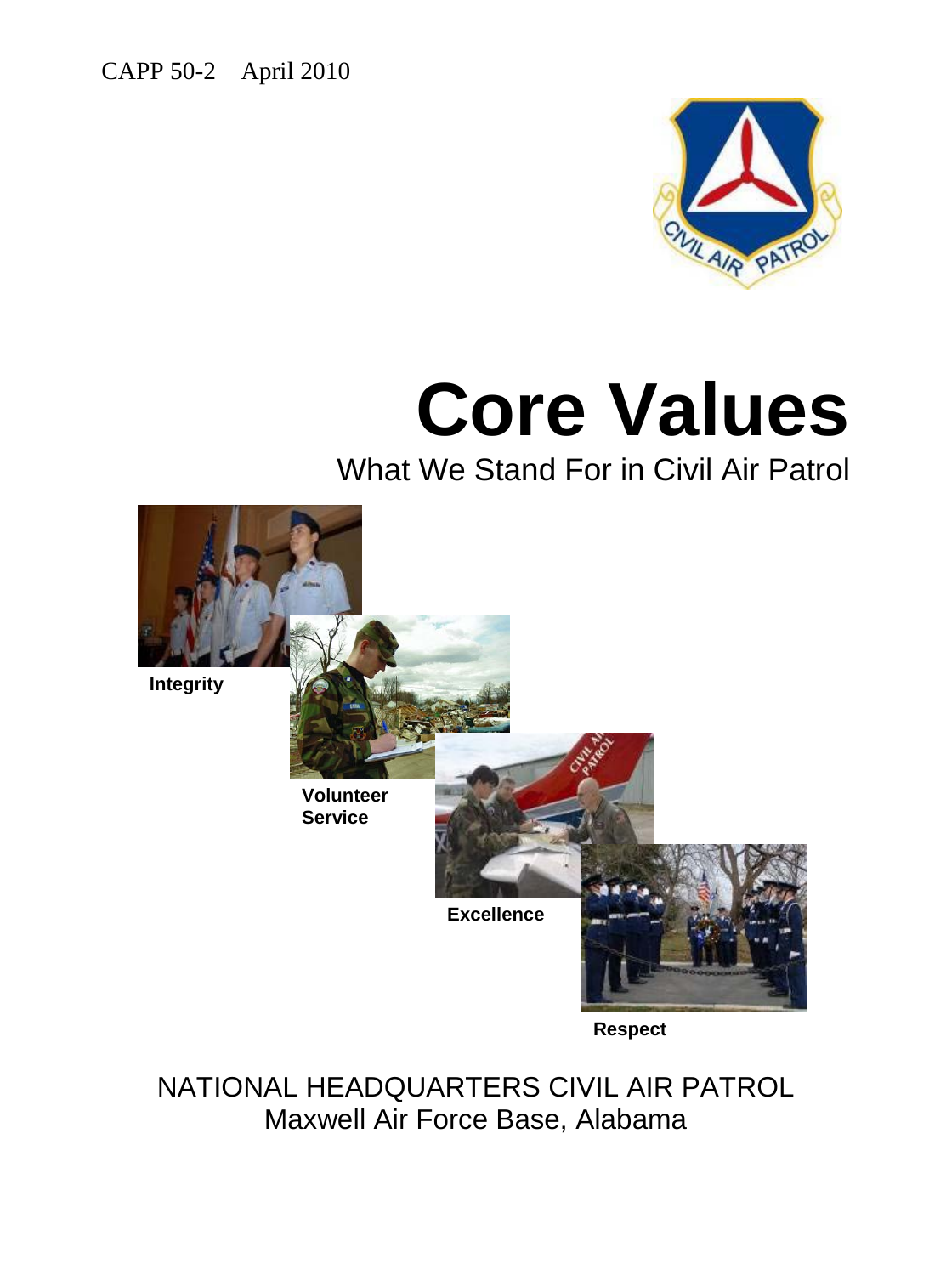CAPP 50-2 April 2010

# Core Values

## What We Stand For in Civil Air Patrol

**Integrity**

**Volunteer Service**

**Excellence**

**Respect**

NATIONAL HEADQUARTERS CIVIL AIR PATROL
Maxwell Air Force Base, Alabama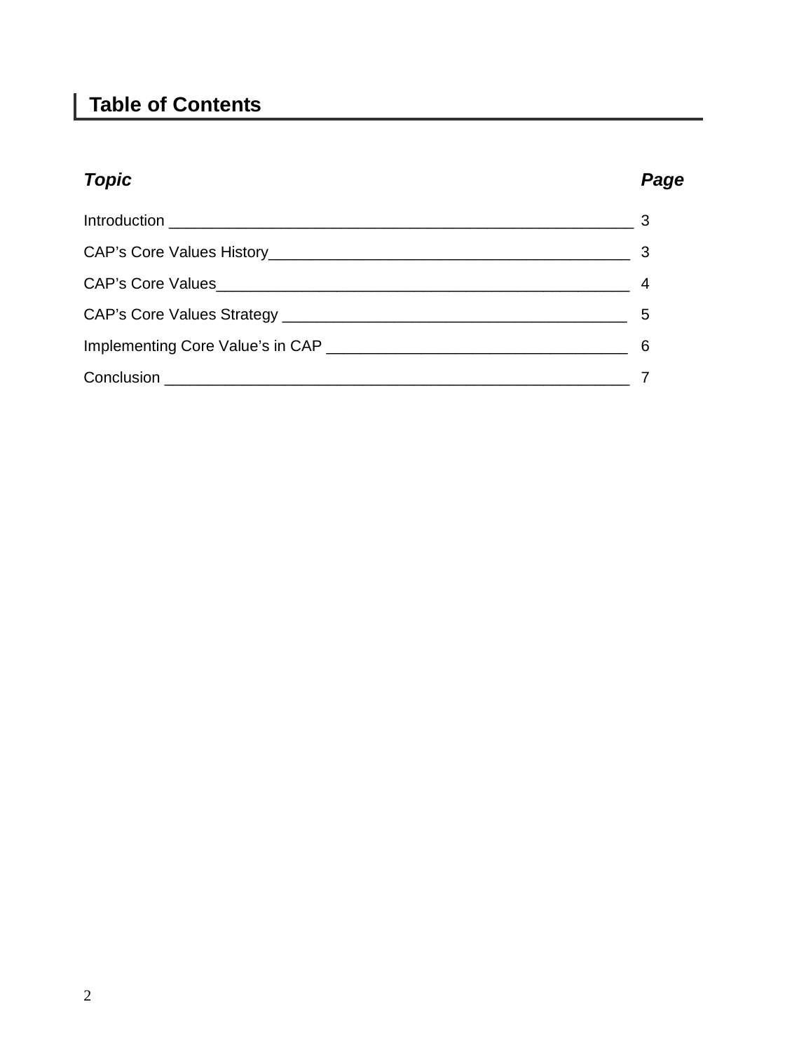## Table of Contents

| ***Topic*** | ***Page*** |
| --- | --- |
| Introduction | 3 |
| CAP's Core Values History | 3 |
| CAP's Core Values | 4 |
| CAP's Core Values Strategy | 5 |
| Implementing Core Value's in CAP | 6 |
| Conclusion | 7 |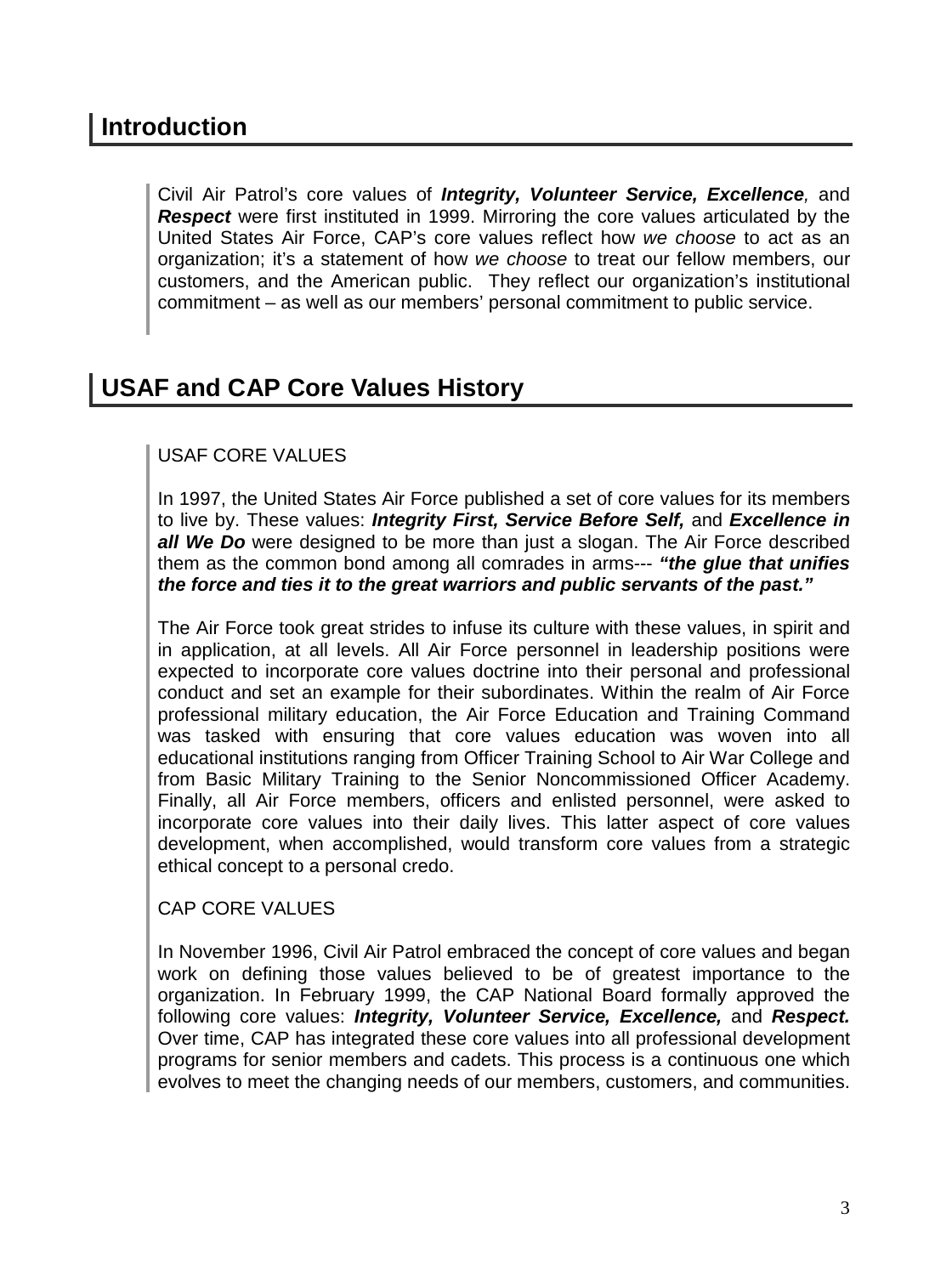## Introduction

Civil Air Patrol's core values of ***Integrity, Volunteer Service, Excellence***, and ***Respect*** were first instituted in 1999. Mirroring the core values articulated by the United States Air Force, CAP's core values reflect how *we choose* to act as an organization; it's a statement of how *we choose* to treat our fellow members, our customers, and the American public. They reflect our organization's institutional commitment – as well as our members' personal commitment to public service.

## USAF and CAP Core Values History

USAF CORE VALUES

In 1997, the United States Air Force published a set of core values for its members to live by. These values: ***Integrity First, Service Before Self,*** and ***Excellence in all We Do*** were designed to be more than just a slogan. The Air Force described them as the common bond among all comrades in arms--- ***"the glue that unifies the force and ties it to the great warriors and public servants of the past."***

The Air Force took great strides to infuse its culture with these values, in spirit and in application, at all levels. All Air Force personnel in leadership positions were expected to incorporate core values doctrine into their personal and professional conduct and set an example for their subordinates. Within the realm of Air Force professional military education, the Air Force Education and Training Command was tasked with ensuring that core values education was woven into all educational institutions ranging from Officer Training School to Air War College and from Basic Military Training to the Senior Noncommissioned Officer Academy. Finally, all Air Force members, officers and enlisted personnel, were asked to incorporate core values into their daily lives. This latter aspect of core values development, when accomplished, would transform core values from a strategic ethical concept to a personal credo.

CAP CORE VALUES

In November 1996, Civil Air Patrol embraced the concept of core values and began work on defining those values believed to be of greatest importance to the organization. In February 1999, the CAP National Board formally approved the following core values: ***Integrity, Volunteer Service, Excellence,*** and ***Respect.*** Over time, CAP has integrated these core values into all professional development programs for senior members and cadets. This process is a continuous one which evolves to meet the changing needs of our members, customers, and communities.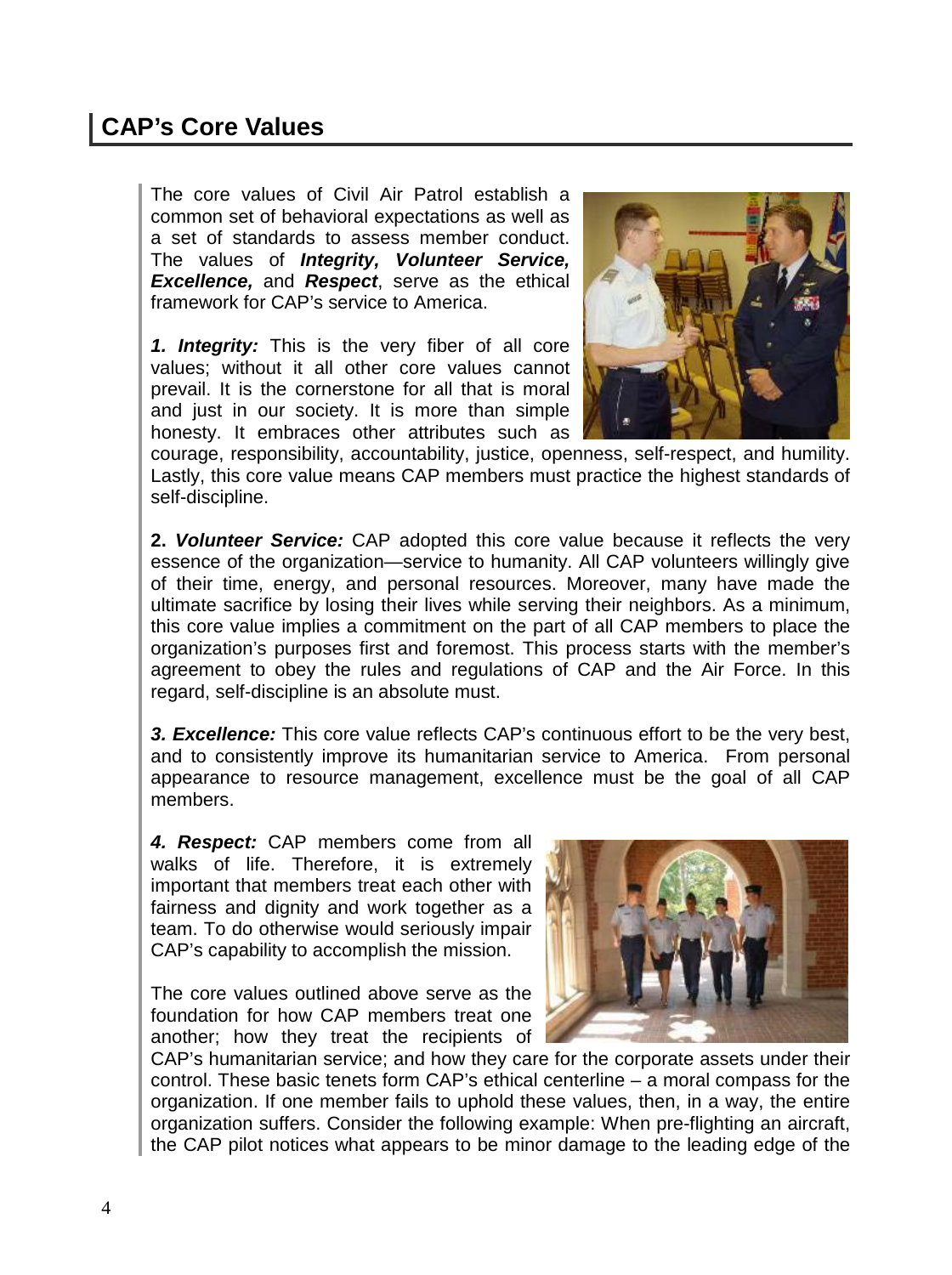## CAP's Core Values

The core values of Civil Air Patrol establish a common set of behavioral expectations as well as a set of standards to assess member conduct. The values of ***Integrity, Volunteer Service, Excellence,*** and ***Respect***, serve as the ethical framework for CAP's service to America.

***1. Integrity:*** This is the very fiber of all core values; without it all other core values cannot prevail. It is the cornerstone for all that is moral and just in our society. It is more than simple honesty. It embraces other attributes such as courage, responsibility, accountability, justice, openness, self-respect, and humility. Lastly, this core value means CAP members must practice the highest standards of self-discipline.

**2.** ***Volunteer Service:*** CAP adopted this core value because it reflects the very essence of the organization—service to humanity. All CAP volunteers willingly give of their time, energy, and personal resources. Moreover, many have made the ultimate sacrifice by losing their lives while serving their neighbors. As a minimum, this core value implies a commitment on the part of all CAP members to place the organization's purposes first and foremost. This process starts with the member's agreement to obey the rules and regulations of CAP and the Air Force. In this regard, self-discipline is an absolute must.

***3. Excellence:*** This core value reflects CAP's continuous effort to be the very best, and to consistently improve its humanitarian service to America. From personal appearance to resource management, excellence must be the goal of all CAP members.

***4. Respect:*** CAP members come from all walks of life. Therefore, it is extremely important that members treat each other with fairness and dignity and work together as a team. To do otherwise would seriously impair CAP's capability to accomplish the mission.

The core values outlined above serve as the foundation for how CAP members treat one another; how they treat the recipients of CAP's humanitarian service; and how they care for the corporate assets under their control. These basic tenets form CAP's ethical centerline – a moral compass for the organization. If one member fails to uphold these values, then, in a way, the entire organization suffers. Consider the following example: When pre-flighting an aircraft, the CAP pilot notices what appears to be minor damage to the leading edge of the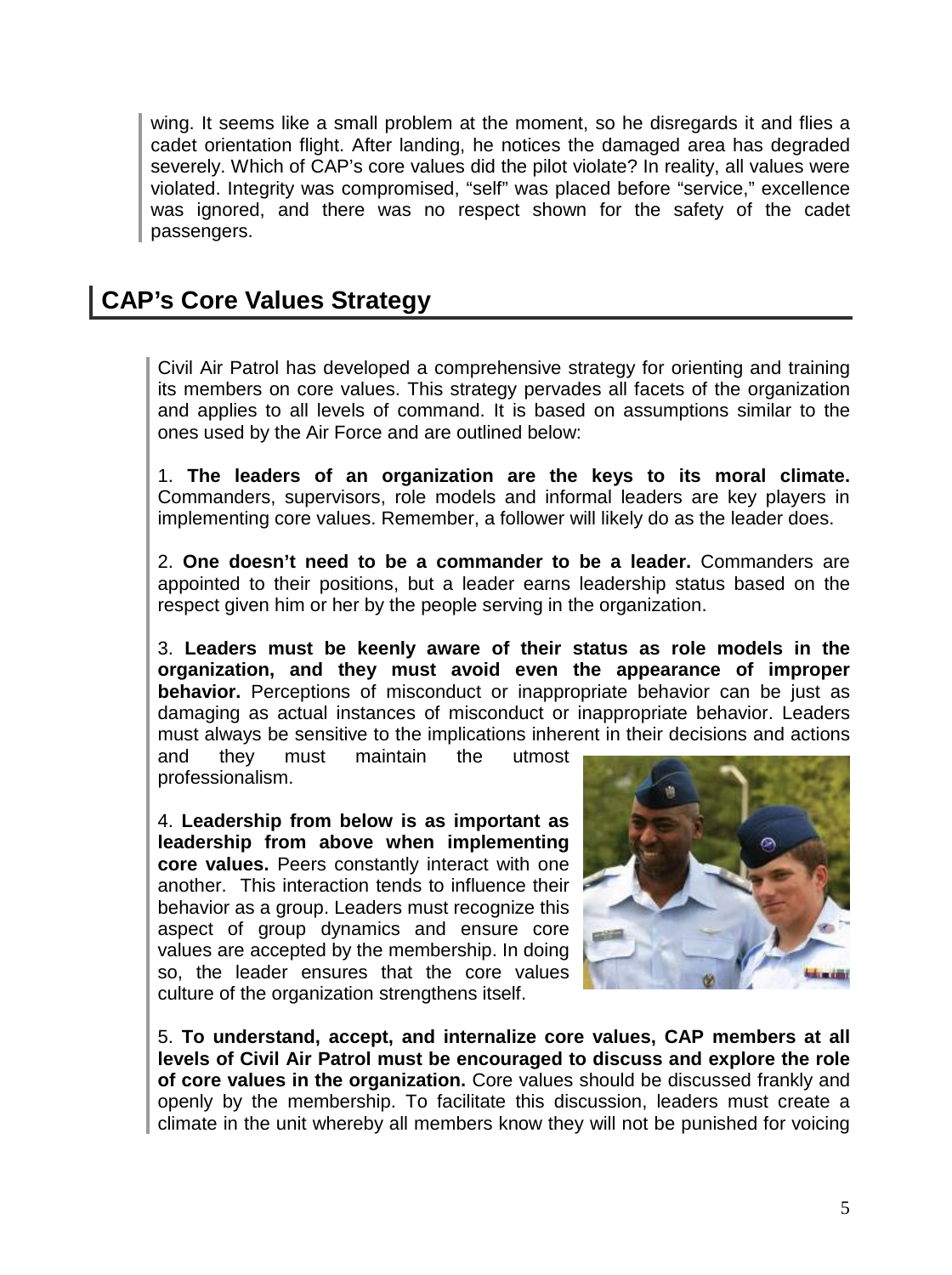wing. It seems like a small problem at the moment, so he disregards it and flies a cadet orientation flight. After landing, he notices the damaged area has degraded severely. Which of CAP's core values did the pilot violate? In reality, all values were violated. Integrity was compromised, "self" was placed before "service," excellence was ignored, and there was no respect shown for the safety of the cadet passengers.

## CAP's Core Values Strategy

Civil Air Patrol has developed a comprehensive strategy for orienting and training its members on core values. This strategy pervades all facets of the organization and applies to all levels of command. It is based on assumptions similar to the ones used by the Air Force and are outlined below:

1. **The leaders of an organization are the keys to its moral climate.** Commanders, supervisors, role models and informal leaders are key players in implementing core values. Remember, a follower will likely do as the leader does.

2. **One doesn't need to be a commander to be a leader.** Commanders are appointed to their positions, but a leader earns leadership status based on the respect given him or her by the people serving in the organization.

3. **Leaders must be keenly aware of their status as role models in the organization, and they must avoid even the appearance of improper behavior.** Perceptions of misconduct or inappropriate behavior can be just as damaging as actual instances of misconduct or inappropriate behavior. Leaders must always be sensitive to the implications inherent in their decisions and actions and they must maintain the utmost professionalism.

4. **Leadership from below is as important as leadership from above when implementing core values.** Peers constantly interact with one another. This interaction tends to influence their behavior as a group. Leaders must recognize this aspect of group dynamics and ensure core values are accepted by the membership. In doing so, the leader ensures that the core values culture of the organization strengthens itself.

5. **To understand, accept, and internalize core values, CAP members at all levels of Civil Air Patrol must be encouraged to discuss and explore the role of core values in the organization.** Core values should be discussed frankly and openly by the membership. To facilitate this discussion, leaders must create a climate in the unit whereby all members know they will not be punished for voicing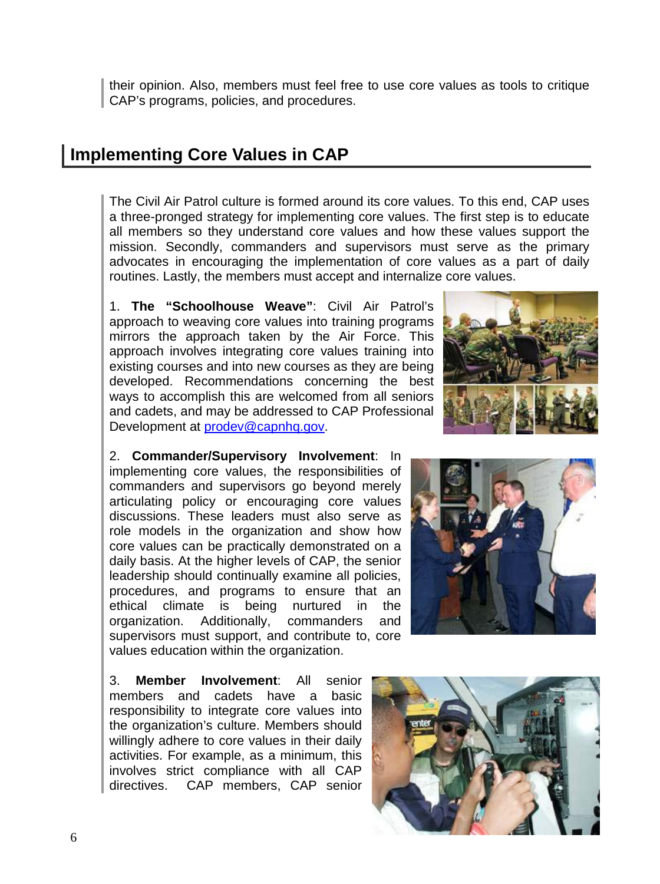their opinion. Also, members must feel free to use core values as tools to critique CAP's programs, policies, and procedures.

## Implementing Core Values in CAP

The Civil Air Patrol culture is formed around its core values. To this end, CAP uses a three-pronged strategy for implementing core values. The first step is to educate all members so they understand core values and how these values support the mission. Secondly, commanders and supervisors must serve as the primary advocates in encouraging the implementation of core values as a part of daily routines. Lastly, the members must accept and internalize core values.

1. **The "Schoolhouse Weave"**: Civil Air Patrol's approach to weaving core values into training programs mirrors the approach taken by the Air Force. This approach involves integrating core values training into existing courses and into new courses as they are being developed. Recommendations concerning the best ways to accomplish this are welcomed from all seniors and cadets, and may be addressed to CAP Professional Development at prodev@capnhq.gov.

2. **Commander/Supervisory Involvement**: In implementing core values, the responsibilities of commanders and supervisors go beyond merely articulating policy or encouraging core values discussions. These leaders must also serve as role models in the organization and show how core values can be practically demonstrated on a daily basis. At the higher levels of CAP, the senior leadership should continually examine all policies, procedures, and programs to ensure that an ethical climate is being nurtured in the organization. Additionally, commanders and supervisors must support, and contribute to, core values education within the organization.

3. **Member Involvement**: All senior members and cadets have a basic responsibility to integrate core values into the organization's culture. Members should willingly adhere to core values in their daily activities. For example, as a minimum, this involves strict compliance with all CAP directives. CAP members, CAP senior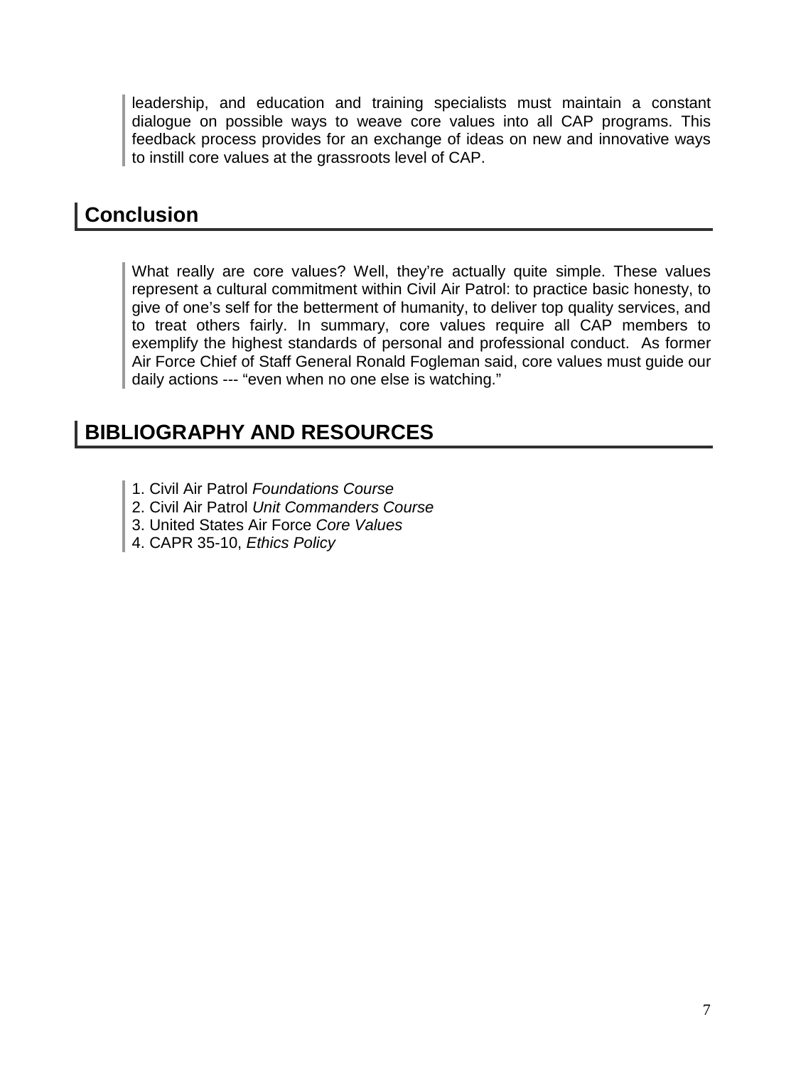leadership, and education and training specialists must maintain a constant dialogue on possible ways to weave core values into all CAP programs. This feedback process provides for an exchange of ideas on new and innovative ways to instill core values at the grassroots level of CAP.

## Conclusion

What really are core values? Well, they're actually quite simple. These values represent a cultural commitment within Civil Air Patrol: to practice basic honesty, to give of one's self for the betterment of humanity, to deliver top quality services, and to treat others fairly. In summary, core values require all CAP members to exemplify the highest standards of personal and professional conduct. As former Air Force Chief of Staff General Ronald Fogleman said, core values must guide our daily actions --- "even when no one else is watching."

## BIBLIOGRAPHY AND RESOURCES

1. Civil Air Patrol *Foundations Course*
2. Civil Air Patrol *Unit Commanders Course*
3. United States Air Force *Core Values*
4. CAPR 35-10, *Ethics Policy*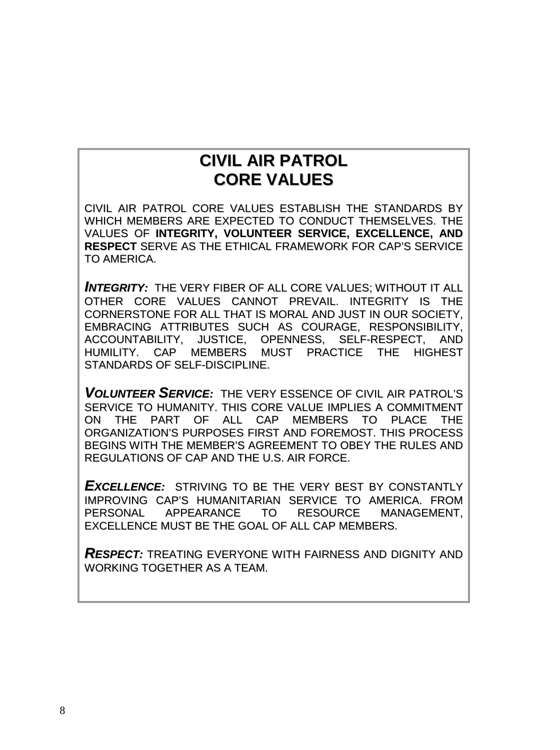# CIVIL AIR PATROL
# CORE VALUES

CIVIL AIR PATROL CORE VALUES ESTABLISH THE STANDARDS BY WHICH MEMBERS ARE EXPECTED TO CONDUCT THEMSELVES. THE VALUES OF **INTEGRITY, VOLUNTEER SERVICE, EXCELLENCE, AND RESPECT** SERVE AS THE ETHICAL FRAMEWORK FOR CAP'S SERVICE TO AMERICA.

***INTEGRITY:*** THE VERY FIBER OF ALL CORE VALUES; WITHOUT IT ALL OTHER CORE VALUES CANNOT PREVAIL. INTEGRITY IS THE CORNERSTONE FOR ALL THAT IS MORAL AND JUST IN OUR SOCIETY, EMBRACING ATTRIBUTES SUCH AS COURAGE, RESPONSIBILITY, ACCOUNTABILITY, JUSTICE, OPENNESS, SELF-RESPECT, AND HUMILITY. CAP MEMBERS MUST PRACTICE THE HIGHEST STANDARDS OF SELF-DISCIPLINE.

***VOLUNTEER SERVICE:*** THE VERY ESSENCE OF CIVIL AIR PATROL'S SERVICE TO HUMANITY. THIS CORE VALUE IMPLIES A COMMITMENT ON THE PART OF ALL CAP MEMBERS TO PLACE THE ORGANIZATION'S PURPOSES FIRST AND FOREMOST. THIS PROCESS BEGINS WITH THE MEMBER'S AGREEMENT TO OBEY THE RULES AND REGULATIONS OF CAP AND THE U.S. AIR FORCE.

***EXCELLENCE:*** STRIVING TO BE THE VERY BEST BY CONSTANTLY IMPROVING CAP'S HUMANITARIAN SERVICE TO AMERICA. FROM PERSONAL APPEARANCE TO RESOURCE MANAGEMENT, EXCELLENCE MUST BE THE GOAL OF ALL CAP MEMBERS.

***RESPECT:*** TREATING EVERYONE WITH FAIRNESS AND DIGNITY AND WORKING TOGETHER AS A TEAM.